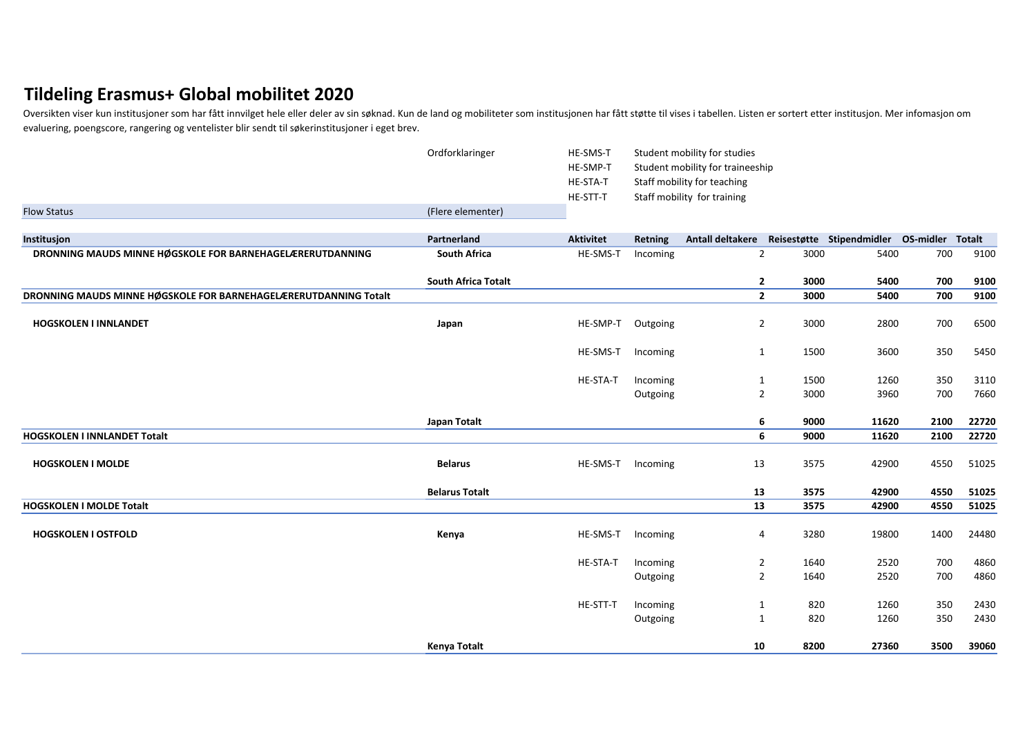# Tildeling Erasmus+ Global mobilitet 2020

Oversikten viser kun institusjoner som har fått innvilget hele eller deler av sin søknad. Kun de land og mobiliteter som institusjonen har fått støtte til vises i tabellen. Listen er sortert etter institusjon. Mer infomasjon om evaluering, poengscore, rangering og ventelister blir sendt til søkerinstitusjoner i eget brev.

| Ordforklaringer | | |
|---|---|---|
| | HE-SMS-T | Student mobility for studies |
| | HE-SMP-T | Student mobility for traineeship |
| | HE-STA-T | Staff mobility for teaching |
| | HE-STT-T | Staff mobility for training |

| Flow Status | (Flere elementer) |
|---|---|

| Institusjon | Partnerland | Aktivitet | Retning | Antall deltakere | Reisestøtte | Stipendmidler | OS-midler | Totalt |
|---|---|---|---|---|---|---|---|---|
| **DRONNING MAUDS MINNE HØGSKOLE FOR BARNEHAGELÆRERUTDANNING** | **South Africa** | HE-SMS-T | Incoming | 2 | 3000 | 5400 | 700 | 9100 |
| | **South Africa Totalt** | | | **2** | **3000** | **5400** | **700** | **9100** |
| **DRONNING MAUDS MINNE HØGSKOLE FOR BARNEHAGELÆRERUTDANNING Totalt** | | | | **2** | **3000** | **5400** | **700** | **9100** |
| **HOGSKOLEN I INNLANDET** | **Japan** | HE-SMP-T | Outgoing | 2 | 3000 | 2800 | 700 | 6500 |
| | | HE-SMS-T | Incoming | 1 | 1500 | 3600 | 350 | 5450 |
| | | HE-STA-T | Incoming | 1 | 1500 | 1260 | 350 | 3110 |
| | | | Outgoing | 2 | 3000 | 3960 | 700 | 7660 |
| | **Japan Totalt** | | | **6** | **9000** | **11620** | **2100** | **22720** |
| **HOGSKOLEN I INNLANDET Totalt** | | | | **6** | **9000** | **11620** | **2100** | **22720** |
| **HOGSKOLEN I MOLDE** | **Belarus** | HE-SMS-T | Incoming | 13 | 3575 | 42900 | 4550 | 51025 |
| | **Belarus Totalt** | | | **13** | **3575** | **42900** | **4550** | **51025** |
| **HOGSKOLEN I MOLDE Totalt** | | | | **13** | **3575** | **42900** | **4550** | **51025** |
| **HOGSKOLEN I OSTFOLD** | **Kenya** | HE-SMS-T | Incoming | 4 | 3280 | 19800 | 1400 | 24480 |
| | | HE-STA-T | Incoming | 2 | 1640 | 2520 | 700 | 4860 |
| | | | Outgoing | 2 | 1640 | 2520 | 700 | 4860 |
| | | HE-STT-T | Incoming | 1 | 820 | 1260 | 350 | 2430 |
| | | | Outgoing | 1 | 820 | 1260 | 350 | 2430 |
| | **Kenya Totalt** | | | **10** | **8200** | **27360** | **3500** | **39060** |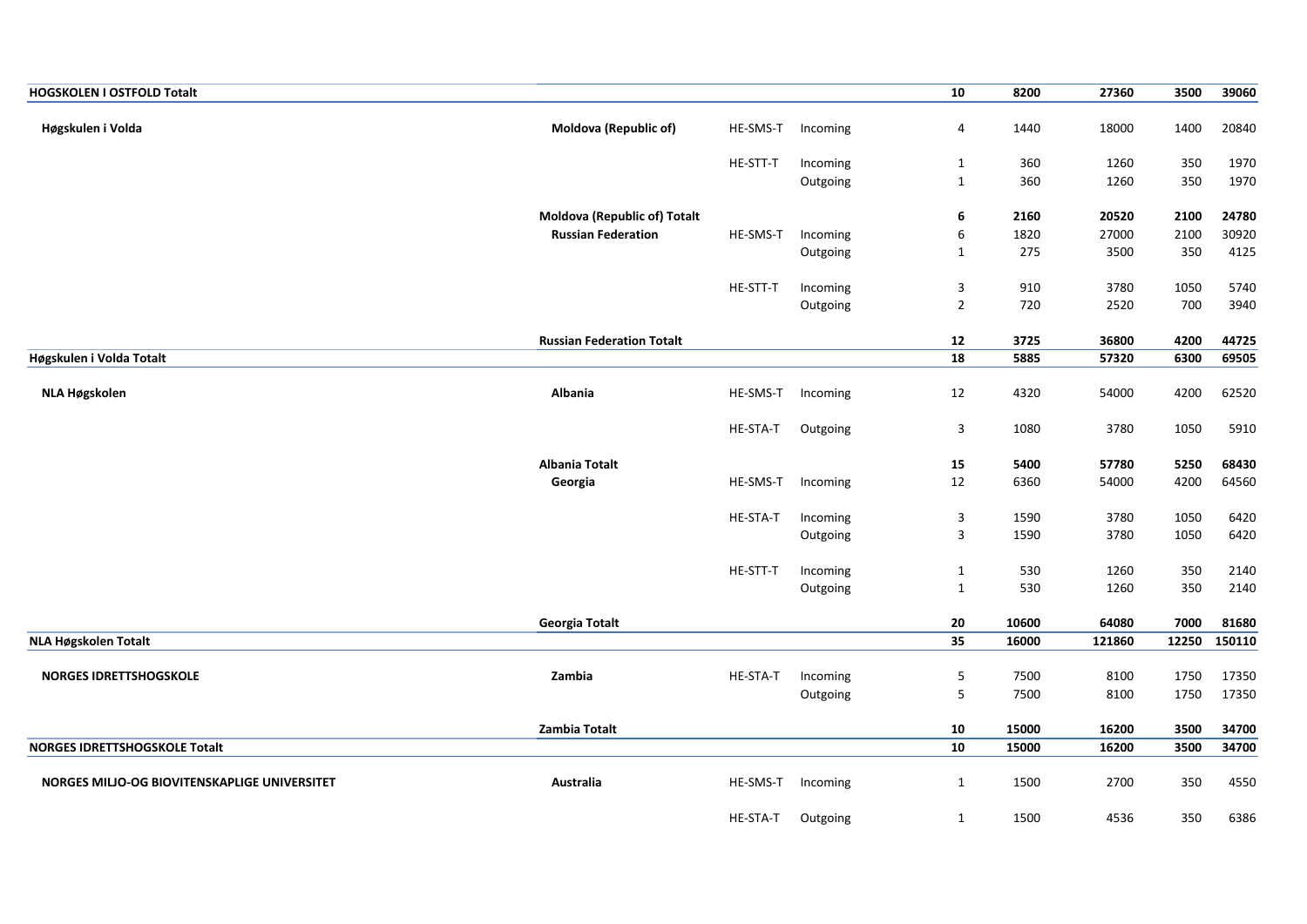| | | | | | | | | |
|---|---|---|---|---|---|---|---|---|
| **HOGSKOLEN I OSTFOLD Totalt** | | | | **10** | **8200** | **27360** | **3500** | **39060** |
| **Høgskulen i Volda** | **Moldova (Republic of)** | HE-SMS-T | Incoming | 4 | 1440 | 18000 | 1400 | 20840 |
| | | HE-STT-T | Incoming | 1 | 360 | 1260 | 350 | 1970 |
| | | | Outgoing | 1 | 360 | 1260 | 350 | 1970 |
| | **Moldova (Republic of) Totalt** | | | **6** | **2160** | **20520** | **2100** | **24780** |
| | **Russian Federation** | HE-SMS-T | Incoming | 6 | 1820 | 27000 | 2100 | 30920 |
| | | | Outgoing | 1 | 275 | 3500 | 350 | 4125 |
| | | HE-STT-T | Incoming | 3 | 910 | 3780 | 1050 | 5740 |
| | | | Outgoing | 2 | 720 | 2520 | 700 | 3940 |
| | **Russian Federation Totalt** | | | **12** | **3725** | **36800** | **4200** | **44725** |
| **Høgskulen i Volda Totalt** | | | | **18** | **5885** | **57320** | **6300** | **69505** |
| **NLA Høgskolen** | **Albania** | HE-SMS-T | Incoming | 12 | 4320 | 54000 | 4200 | 62520 |
| | | HE-STA-T | Outgoing | 3 | 1080 | 3780 | 1050 | 5910 |
| | **Albania Totalt** | | | **15** | **5400** | **57780** | **5250** | **68430** |
| | **Georgia** | HE-SMS-T | Incoming | 12 | 6360 | 54000 | 4200 | 64560 |
| | | HE-STA-T | Incoming | 3 | 1590 | 3780 | 1050 | 6420 |
| | | | Outgoing | 3 | 1590 | 3780 | 1050 | 6420 |
| | | HE-STT-T | Incoming | 1 | 530 | 1260 | 350 | 2140 |
| | | | Outgoing | 1 | 530 | 1260 | 350 | 2140 |
| | **Georgia Totalt** | | | **20** | **10600** | **64080** | **7000** | **81680** |
| **NLA Høgskolen Totalt** | | | | **35** | **16000** | **121860** | **12250** | **150110** |
| **NORGES IDRETTSHOGSKOLE** | **Zambia** | HE-STA-T | Incoming | 5 | 7500 | 8100 | 1750 | 17350 |
| | | | Outgoing | 5 | 7500 | 8100 | 1750 | 17350 |
| | **Zambia Totalt** | | | **10** | **15000** | **16200** | **3500** | **34700** |
| **NORGES IDRETTSHOGSKOLE Totalt** | | | | **10** | **15000** | **16200** | **3500** | **34700** |
| **NORGES MILJO-OG BIOVITENSKAPLIGE UNIVERSITET** | **Australia** | HE-SMS-T | Incoming | 1 | 1500 | 2700 | 350 | 4550 |
| | | HE-STA-T | Outgoing | 1 | 1500 | 4536 | 350 | 6386 |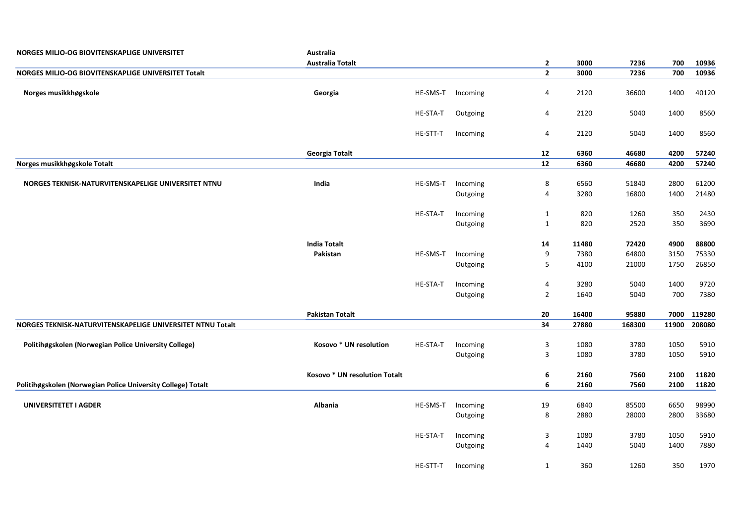| | | | | | | | | |
|---|---|---|---|---|---|---|---|---|
| **NORGES MILJO-OG BIOVITENSKAPLIGE UNIVERSITET** | **Australia** | | | | | | | |
| | **Australia Totalt** | | | **2** | **3000** | **7236** | **700** | **10936** |
| **NORGES MILJO-OG BIOVITENSKAPLIGE UNIVERSITET Totalt** | | | | **2** | **3000** | **7236** | **700** | **10936** |
| **Norges musikkhøgskole** | **Georgia** | HE-SMS-T | Incoming | 4 | 2120 | 36600 | 1400 | 40120 |
| | | HE-STA-T | Outgoing | 4 | 2120 | 5040 | 1400 | 8560 |
| | | HE-STT-T | Incoming | 4 | 2120 | 5040 | 1400 | 8560 |
| | **Georgia Totalt** | | | **12** | **6360** | **46680** | **4200** | **57240** |
| **Norges musikkhøgskole Totalt** | | | | **12** | **6360** | **46680** | **4200** | **57240** |
| **NORGES TEKNISK-NATURVITENSKAPELIGE UNIVERSITET NTNU** | **India** | HE-SMS-T | Incoming | 8 | 6560 | 51840 | 2800 | 61200 |
| | | | Outgoing | 4 | 3280 | 16800 | 1400 | 21480 |
| | | HE-STA-T | Incoming | 1 | 820 | 1260 | 350 | 2430 |
| | | | Outgoing | 1 | 820 | 2520 | 350 | 3690 |
| | **India Totalt** | | | **14** | **11480** | **72420** | **4900** | **88800** |
| | **Pakistan** | HE-SMS-T | Incoming | 9 | 7380 | 64800 | 3150 | 75330 |
| | | | Outgoing | 5 | 4100 | 21000 | 1750 | 26850 |
| | | HE-STA-T | Incoming | 4 | 3280 | 5040 | 1400 | 9720 |
| | | | Outgoing | 2 | 1640 | 5040 | 700 | 7380 |
| | **Pakistan Totalt** | | | **20** | **16400** | **95880** | **7000** | **119280** |
| **NORGES TEKNISK-NATURVITENSKAPELIGE UNIVERSITET NTNU Totalt** | | | | **34** | **27880** | **168300** | **11900** | **208080** |
| **Politihøgskolen (Norwegian Police University College)** | **Kosovo * UN resolution** | HE-STA-T | Incoming | 3 | 1080 | 3780 | 1050 | 5910 |
| | | | Outgoing | 3 | 1080 | 3780 | 1050 | 5910 |
| | **Kosovo * UN resolution Totalt** | | | **6** | **2160** | **7560** | **2100** | **11820** |
| **Politihøgskolen (Norwegian Police University College) Totalt** | | | | **6** | **2160** | **7560** | **2100** | **11820** |
| **UNIVERSITETET I AGDER** | **Albania** | HE-SMS-T | Incoming | 19 | 6840 | 85500 | 6650 | 98990 |
| | | | Outgoing | 8 | 2880 | 28000 | 2800 | 33680 |
| | | HE-STA-T | Incoming | 3 | 1080 | 3780 | 1050 | 5910 |
| | | | Outgoing | 4 | 1440 | 5040 | 1400 | 7880 |
| | | HE-STT-T | Incoming | 1 | 360 | 1260 | 350 | 1970 |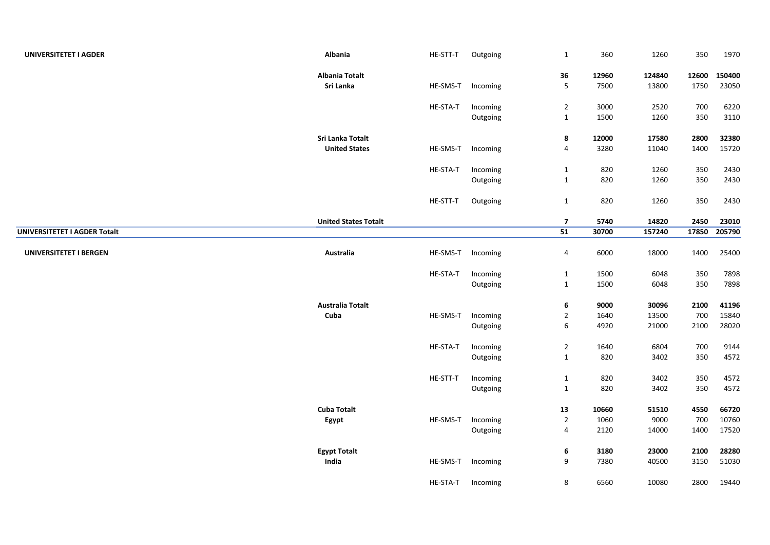| | | | | | | | | |
|---|---|---|---|---|---|---|---|---|
| **UNIVERSITETET I AGDER** | **Albania** | HE-STT-T | Outgoing | 1 | 360 | 1260 | 350 | 1970 |
| | **Albania Totalt** | | | **36** | **12960** | **124840** | **12600** | **150400** |
| | **Sri Lanka** | HE-SMS-T | Incoming | 5 | 7500 | 13800 | 1750 | 23050 |
| | | HE-STA-T | Incoming | 2 | 3000 | 2520 | 700 | 6220 |
| | | | Outgoing | 1 | 1500 | 1260 | 350 | 3110 |
| | **Sri Lanka Totalt** | | | **8** | **12000** | **17580** | **2800** | **32380** |
| | **United States** | HE-SMS-T | Incoming | 4 | 3280 | 11040 | 1400 | 15720 |
| | | HE-STA-T | Incoming | 1 | 820 | 1260 | 350 | 2430 |
| | | | Outgoing | 1 | 820 | 1260 | 350 | 2430 |
| | | HE-STT-T | Outgoing | 1 | 820 | 1260 | 350 | 2430 |
| | **United States Totalt** | | | **7** | **5740** | **14820** | **2450** | **23010** |
| **UNIVERSITETET I AGDER Totalt** | | | | **51** | **30700** | **157240** | **17850** | **205790** |
| **UNIVERSITETET I BERGEN** | **Australia** | HE-SMS-T | Incoming | 4 | 6000 | 18000 | 1400 | 25400 |
| | | HE-STA-T | Incoming | 1 | 1500 | 6048 | 350 | 7898 |
| | | | Outgoing | 1 | 1500 | 6048 | 350 | 7898 |
| | **Australia Totalt** | | | **6** | **9000** | **30096** | **2100** | **41196** |
| | **Cuba** | HE-SMS-T | Incoming | 2 | 1640 | 13500 | 700 | 15840 |
| | | | Outgoing | 6 | 4920 | 21000 | 2100 | 28020 |
| | | HE-STA-T | Incoming | 2 | 1640 | 6804 | 700 | 9144 |
| | | | Outgoing | 1 | 820 | 3402 | 350 | 4572 |
| | | HE-STT-T | Incoming | 1 | 820 | 3402 | 350 | 4572 |
| | | | Outgoing | 1 | 820 | 3402 | 350 | 4572 |
| | **Cuba Totalt** | | | **13** | **10660** | **51510** | **4550** | **66720** |
| | **Egypt** | HE-SMS-T | Incoming | 2 | 1060 | 9000 | 700 | 10760 |
| | | | Outgoing | 4 | 2120 | 14000 | 1400 | 17520 |
| | **Egypt Totalt** | | | **6** | **3180** | **23000** | **2100** | **28280** |
| | **India** | HE-SMS-T | Incoming | 9 | 7380 | 40500 | 3150 | 51030 |
| | | HE-STA-T | Incoming | 8 | 6560 | 10080 | 2800 | 19440 |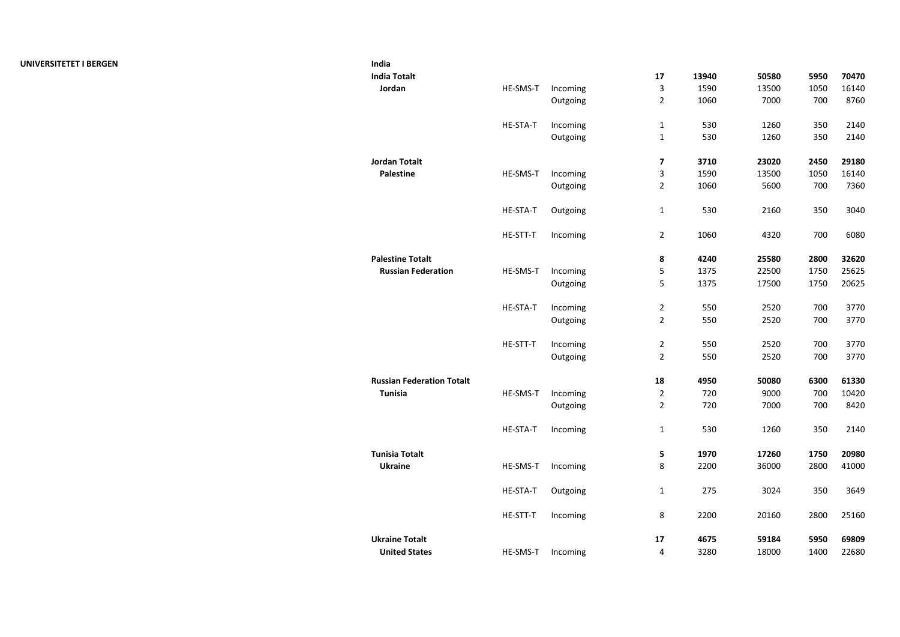**UNIVERSITETET I BERGEN**

| | | | | | | | |
|---|---|---|---|---|---|---|---|
| **India** | | | | | | | |
| **India Totalt** | | | **17** | **13940** | **50580** | **5950** | **70470** |
| **Jordan** | HE-SMS-T | Incoming | 3 | 1590 | 13500 | 1050 | 16140 |
| | | Outgoing | 2 | 1060 | 7000 | 700 | 8760 |
| | HE-STA-T | Incoming | 1 | 530 | 1260 | 350 | 2140 |
| | | Outgoing | 1 | 530 | 1260 | 350 | 2140 |
| **Jordan Totalt** | | | **7** | **3710** | **23020** | **2450** | **29180** |
| **Palestine** | HE-SMS-T | Incoming | 3 | 1590 | 13500 | 1050 | 16140 |
| | | Outgoing | 2 | 1060 | 5600 | 700 | 7360 |
| | HE-STA-T | Outgoing | 1 | 530 | 2160 | 350 | 3040 |
| | HE-STT-T | Incoming | 2 | 1060 | 4320 | 700 | 6080 |
| **Palestine Totalt** | | | **8** | **4240** | **25580** | **2800** | **32620** |
| **Russian Federation** | HE-SMS-T | Incoming | 5 | 1375 | 22500 | 1750 | 25625 |
| | | Outgoing | 5 | 1375 | 17500 | 1750 | 20625 |
| | HE-STA-T | Incoming | 2 | 550 | 2520 | 700 | 3770 |
| | | Outgoing | 2 | 550 | 2520 | 700 | 3770 |
| | HE-STT-T | Incoming | 2 | 550 | 2520 | 700 | 3770 |
| | | Outgoing | 2 | 550 | 2520 | 700 | 3770 |
| **Russian Federation Totalt** | | | **18** | **4950** | **50080** | **6300** | **61330** |
| **Tunisia** | HE-SMS-T | Incoming | 2 | 720 | 9000 | 700 | 10420 |
| | | Outgoing | 2 | 720 | 7000 | 700 | 8420 |
| | HE-STA-T | Incoming | 1 | 530 | 1260 | 350 | 2140 |
| **Tunisia Totalt** | | | **5** | **1970** | **17260** | **1750** | **20980** |
| **Ukraine** | HE-SMS-T | Incoming | 8 | 2200 | 36000 | 2800 | 41000 |
| | HE-STA-T | Outgoing | 1 | 275 | 3024 | 350 | 3649 |
| | HE-STT-T | Incoming | 8 | 2200 | 20160 | 2800 | 25160 |
| **Ukraine Totalt** | | | **17** | **4675** | **59184** | **5950** | **69809** |
| **United States** | HE-SMS-T | Incoming | 4 | 3280 | 18000 | 1400 | 22680 |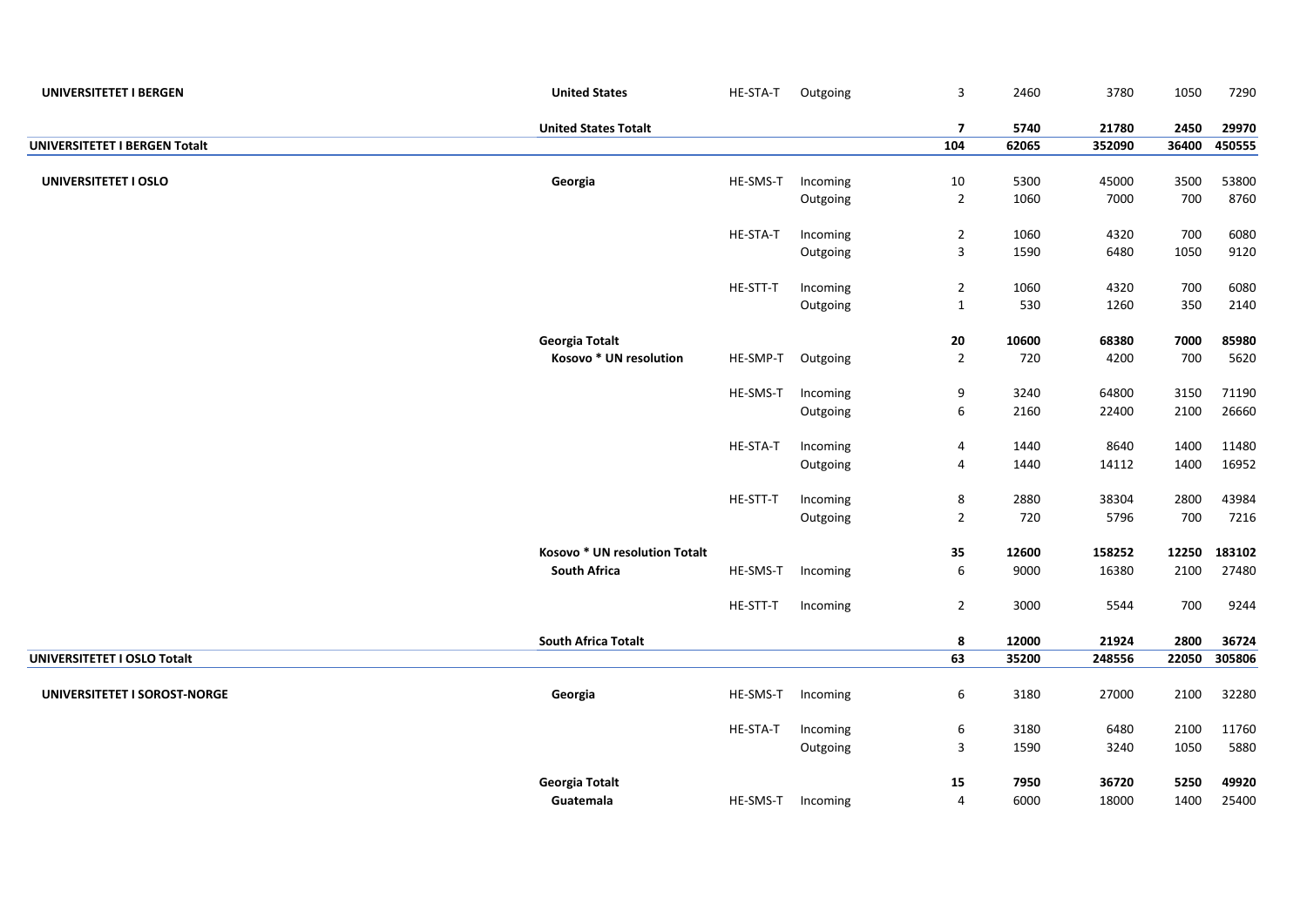| | | | | | | | | |
|---|---|---|---|---|---|---|---|---|
| **UNIVERSITETET I BERGEN** | **United States** | HE-STA-T | Outgoing | 3 | 2460 | 3780 | 1050 | 7290 |
| | **United States Totalt** | | | **7** | **5740** | **21780** | **2450** | **29970** |
| **UNIVERSITETET I BERGEN Totalt** | | | | **104** | **62065** | **352090** | **36400** | **450555** |
| **UNIVERSITETET I OSLO** | **Georgia** | HE-SMS-T | Incoming | 10 | 5300 | 45000 | 3500 | 53800 |
| | | | Outgoing | 2 | 1060 | 7000 | 700 | 8760 |
| | | HE-STA-T | Incoming | 2 | 1060 | 4320 | 700 | 6080 |
| | | | Outgoing | 3 | 1590 | 6480 | 1050 | 9120 |
| | | HE-STT-T | Incoming | 2 | 1060 | 4320 | 700 | 6080 |
| | | | Outgoing | 1 | 530 | 1260 | 350 | 2140 |
| | **Georgia Totalt** | | | **20** | **10600** | **68380** | **7000** | **85980** |
| | **Kosovo * UN resolution** | HE-SMP-T | Outgoing | 2 | 720 | 4200 | 700 | 5620 |
| | | HE-SMS-T | Incoming | 9 | 3240 | 64800 | 3150 | 71190 |
| | | | Outgoing | 6 | 2160 | 22400 | 2100 | 26660 |
| | | HE-STA-T | Incoming | 4 | 1440 | 8640 | 1400 | 11480 |
| | | | Outgoing | 4 | 1440 | 14112 | 1400 | 16952 |
| | | HE-STT-T | Incoming | 8 | 2880 | 38304 | 2800 | 43984 |
| | | | Outgoing | 2 | 720 | 5796 | 700 | 7216 |
| | **Kosovo * UN resolution Totalt** | | | **35** | **12600** | **158252** | **12250** | **183102** |
| | **South Africa** | HE-SMS-T | Incoming | 6 | 9000 | 16380 | 2100 | 27480 |
| | | HE-STT-T | Incoming | 2 | 3000 | 5544 | 700 | 9244 |
| | **South Africa Totalt** | | | **8** | **12000** | **21924** | **2800** | **36724** |
| **UNIVERSITETET I OSLO Totalt** | | | | **63** | **35200** | **248556** | **22050** | **305806** |
| **UNIVERSITETET I SOROST-NORGE** | **Georgia** | HE-SMS-T | Incoming | 6 | 3180 | 27000 | 2100 | 32280 |
| | | HE-STA-T | Incoming | 6 | 3180 | 6480 | 2100 | 11760 |
| | | | Outgoing | 3 | 1590 | 3240 | 1050 | 5880 |
| | **Georgia Totalt** | | | **15** | **7950** | **36720** | **5250** | **49920** |
| | **Guatemala** | HE-SMS-T | Incoming | 4 | 6000 | 18000 | 1400 | 25400 |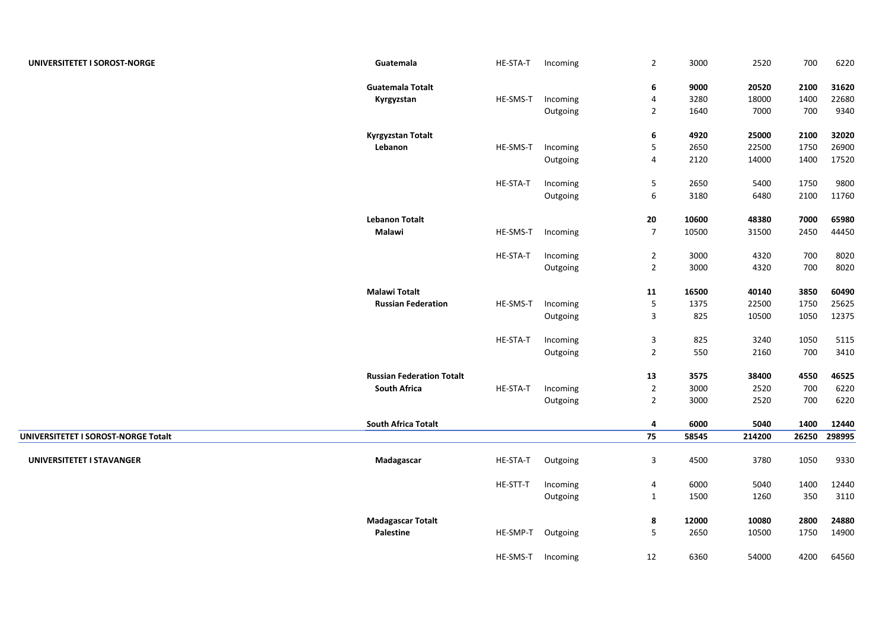| | | | | | | | | |
|---|---|---|---|---|---|---|---|---|
| **UNIVERSITETET I SOROST-NORGE** | **Guatemala** | HE-STA-T | Incoming | 2 | 3000 | 2520 | 700 | 6220 |
| | **Guatemala Totalt** | | | **6** | **9000** | **20520** | **2100** | **31620** |
| | **Kyrgyzstan** | HE-SMS-T | Incoming | 4 | 3280 | 18000 | 1400 | 22680 |
| | | | Outgoing | 2 | 1640 | 7000 | 700 | 9340 |
| | **Kyrgyzstan Totalt** | | | **6** | **4920** | **25000** | **2100** | **32020** |
| | **Lebanon** | HE-SMS-T | Incoming | 5 | 2650 | 22500 | 1750 | 26900 |
| | | | Outgoing | 4 | 2120 | 14000 | 1400 | 17520 |
| | | HE-STA-T | Incoming | 5 | 2650 | 5400 | 1750 | 9800 |
| | | | Outgoing | 6 | 3180 | 6480 | 2100 | 11760 |
| | **Lebanon Totalt** | | | **20** | **10600** | **48380** | **7000** | **65980** |
| | **Malawi** | HE-SMS-T | Incoming | 7 | 10500 | 31500 | 2450 | 44450 |
| | | HE-STA-T | Incoming | 2 | 3000 | 4320 | 700 | 8020 |
| | | | Outgoing | 2 | 3000 | 4320 | 700 | 8020 |
| | **Malawi Totalt** | | | **11** | **16500** | **40140** | **3850** | **60490** |
| | **Russian Federation** | HE-SMS-T | Incoming | 5 | 1375 | 22500 | 1750 | 25625 |
| | | | Outgoing | 3 | 825 | 10500 | 1050 | 12375 |
| | | HE-STA-T | Incoming | 3 | 825 | 3240 | 1050 | 5115 |
| | | | Outgoing | 2 | 550 | 2160 | 700 | 3410 |
| | **Russian Federation Totalt** | | | **13** | **3575** | **38400** | **4550** | **46525** |
| | **South Africa** | HE-STA-T | Incoming | 2 | 3000 | 2520 | 700 | 6220 |
| | | | Outgoing | 2 | 3000 | 2520 | 700 | 6220 |
| | **South Africa Totalt** | | | **4** | **6000** | **5040** | **1400** | **12440** |
| **UNIVERSITETET I SOROST-NORGE Totalt** | | | | **75** | **58545** | **214200** | **26250** | **298995** |
| **UNIVERSITETET I STAVANGER** | **Madagascar** | HE-STA-T | Outgoing | 3 | 4500 | 3780 | 1050 | 9330 |
| | | HE-STT-T | Incoming | 4 | 6000 | 5040 | 1400 | 12440 |
| | | | Outgoing | 1 | 1500 | 1260 | 350 | 3110 |
| | **Madagascar Totalt** | | | **8** | **12000** | **10080** | **2800** | **24880** |
| | **Palestine** | HE-SMP-T | Outgoing | 5 | 2650 | 10500 | 1750 | 14900 |
| | | HE-SMS-T | Incoming | 12 | 6360 | 54000 | 4200 | 64560 |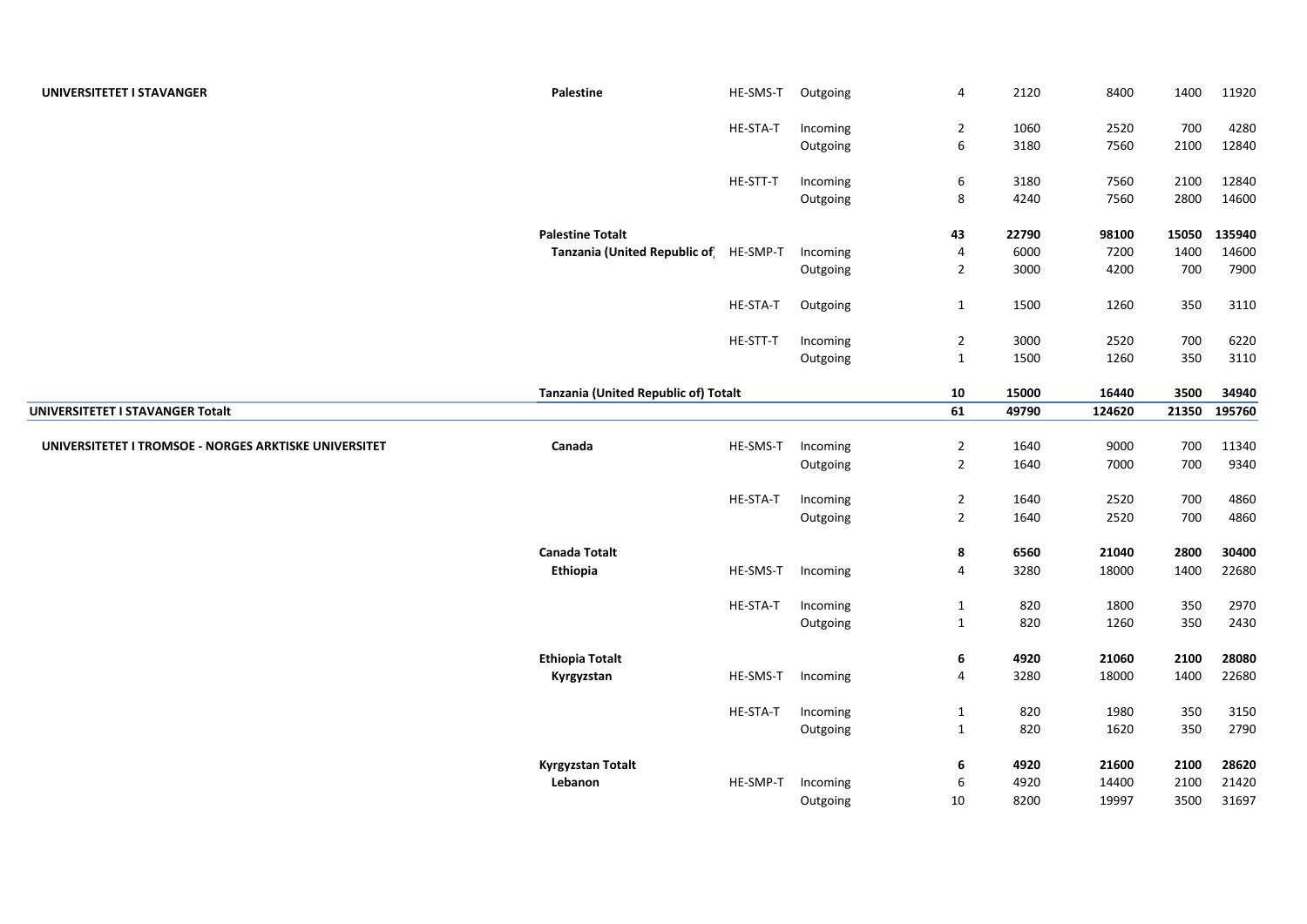| | | | | | | | | |
|---|---|---|---|---|---|---|---|---|
| **UNIVERSITETET I STAVANGER** | **Palestine** | HE-SMS-T | Outgoing | 4 | 2120 | 8400 | 1400 | 11920 |
| | | HE-STA-T | Incoming | 2 | 1060 | 2520 | 700 | 4280 |
| | | | Outgoing | 6 | 3180 | 7560 | 2100 | 12840 |
| | | HE-STT-T | Incoming | 6 | 3180 | 7560 | 2100 | 12840 |
| | | | Outgoing | 8 | 4240 | 7560 | 2800 | 14600 |
| | **Palestine Totalt** | | | **43** | **22790** | **98100** | **15050** | **135940** |
| | **Tanzania (United Republic of)** | HE-SMP-T | Incoming | 4 | 6000 | 7200 | 1400 | 14600 |
| | | | Outgoing | 2 | 3000 | 4200 | 700 | 7900 |
| | | HE-STA-T | Outgoing | 1 | 1500 | 1260 | 350 | 3110 |
| | | HE-STT-T | Incoming | 2 | 3000 | 2520 | 700 | 6220 |
| | | | Outgoing | 1 | 1500 | 1260 | 350 | 3110 |
| | **Tanzania (United Republic of) Totalt** | | | **10** | **15000** | **16440** | **3500** | **34940** |
| **UNIVERSITETET I STAVANGER Totalt** | | | | **61** | **49790** | **124620** | **21350** | **195760** |
| **UNIVERSITETET I TROMSOE - NORGES ARKTISKE UNIVERSITET** | **Canada** | HE-SMS-T | Incoming | 2 | 1640 | 9000 | 700 | 11340 |
| | | | Outgoing | 2 | 1640 | 7000 | 700 | 9340 |
| | | HE-STA-T | Incoming | 2 | 1640 | 2520 | 700 | 4860 |
| | | | Outgoing | 2 | 1640 | 2520 | 700 | 4860 |
| | **Canada Totalt** | | | **8** | **6560** | **21040** | **2800** | **30400** |
| | **Ethiopia** | HE-SMS-T | Incoming | 4 | 3280 | 18000 | 1400 | 22680 |
| | | HE-STA-T | Incoming | 1 | 820 | 1800 | 350 | 2970 |
| | | | Outgoing | 1 | 820 | 1260 | 350 | 2430 |
| | **Ethiopia Totalt** | | | **6** | **4920** | **21060** | **2100** | **28080** |
| | **Kyrgyzstan** | HE-SMS-T | Incoming | 4 | 3280 | 18000 | 1400 | 22680 |
| | | HE-STA-T | Incoming | 1 | 820 | 1980 | 350 | 3150 |
| | | | Outgoing | 1 | 820 | 1620 | 350 | 2790 |
| | **Kyrgyzstan Totalt** | | | **6** | **4920** | **21600** | **2100** | **28620** |
| | **Lebanon** | HE-SMP-T | Incoming | 6 | 4920 | 14400 | 2100 | 21420 |
| | | | Outgoing | 10 | 8200 | 19997 | 3500 | 31697 |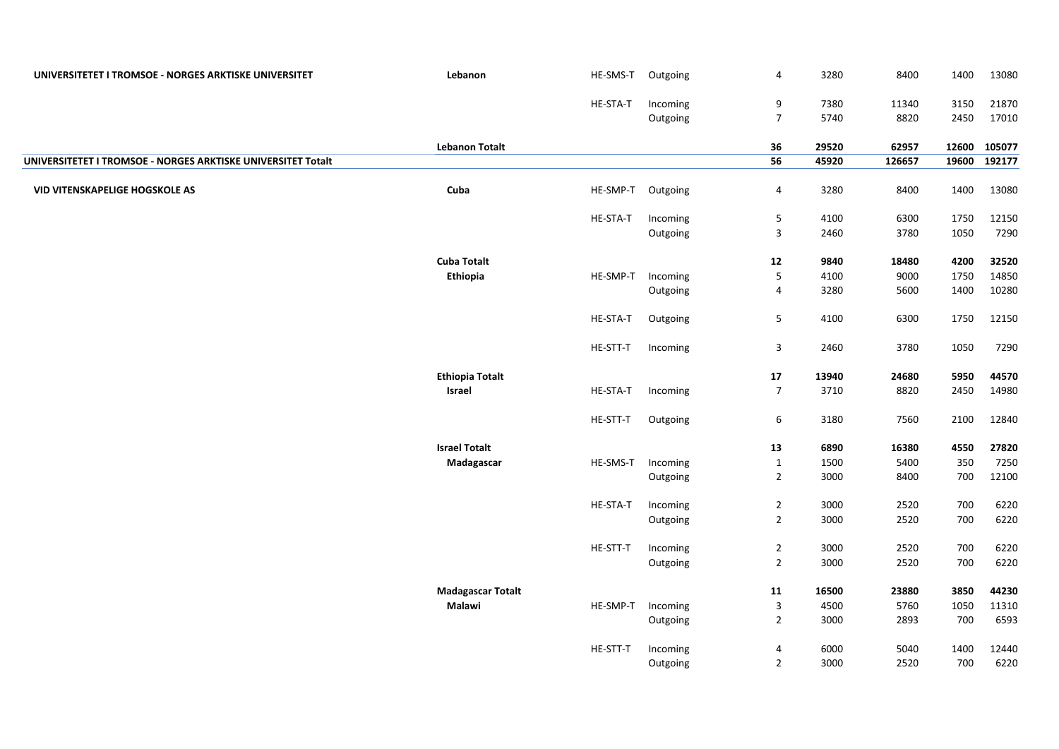| | | | | | | | | |
|---|---|---|---|---|---|---|---|---|
| **UNIVERSITETET I TROMSOE - NORGES ARKTISKE UNIVERSITET** | **Lebanon** | HE-SMS-T | Outgoing | 4 | 3280 | 8400 | 1400 | 13080 |
| | | HE-STA-T | Incoming | 9 | 7380 | 11340 | 3150 | 21870 |
| | | | Outgoing | 7 | 5740 | 8820 | 2450 | 17010 |
| | **Lebanon Totalt** | | | **36** | **29520** | **62957** | **12600** | **105077** |
| **UNIVERSITETET I TROMSOE - NORGES ARKTISKE UNIVERSITET Totalt** | | | | **56** | **45920** | **126657** | **19600** | **192177** |
| **VID VITENSKAPELIGE HOGSKOLE AS** | **Cuba** | HE-SMP-T | Outgoing | 4 | 3280 | 8400 | 1400 | 13080 |
| | | HE-STA-T | Incoming | 5 | 4100 | 6300 | 1750 | 12150 |
| | | | Outgoing | 3 | 2460 | 3780 | 1050 | 7290 |
| | **Cuba Totalt** | | | **12** | **9840** | **18480** | **4200** | **32520** |
| | **Ethiopia** | HE-SMP-T | Incoming | 5 | 4100 | 9000 | 1750 | 14850 |
| | | | Outgoing | 4 | 3280 | 5600 | 1400 | 10280 |
| | | HE-STA-T | Outgoing | 5 | 4100 | 6300 | 1750 | 12150 |
| | | HE-STT-T | Incoming | 3 | 2460 | 3780 | 1050 | 7290 |
| | **Ethiopia Totalt** | | | **17** | **13940** | **24680** | **5950** | **44570** |
| | **Israel** | HE-STA-T | Incoming | 7 | 3710 | 8820 | 2450 | 14980 |
| | | HE-STT-T | Outgoing | 6 | 3180 | 7560 | 2100 | 12840 |
| | **Israel Totalt** | | | **13** | **6890** | **16380** | **4550** | **27820** |
| | **Madagascar** | HE-SMS-T | Incoming | 1 | 1500 | 5400 | 350 | 7250 |
| | | | Outgoing | 2 | 3000 | 8400 | 700 | 12100 |
| | | HE-STA-T | Incoming | 2 | 3000 | 2520 | 700 | 6220 |
| | | | Outgoing | 2 | 3000 | 2520 | 700 | 6220 |
| | | HE-STT-T | Incoming | 2 | 3000 | 2520 | 700 | 6220 |
| | | | Outgoing | 2 | 3000 | 2520 | 700 | 6220 |
| | **Madagascar Totalt** | | | **11** | **16500** | **23880** | **3850** | **44230** |
| | **Malawi** | HE-SMP-T | Incoming | 3 | 4500 | 5760 | 1050 | 11310 |
| | | | Outgoing | 2 | 3000 | 2893 | 700 | 6593 |
| | | HE-STT-T | Incoming | 4 | 6000 | 5040 | 1400 | 12440 |
| | | | Outgoing | 2 | 3000 | 2520 | 700 | 6220 |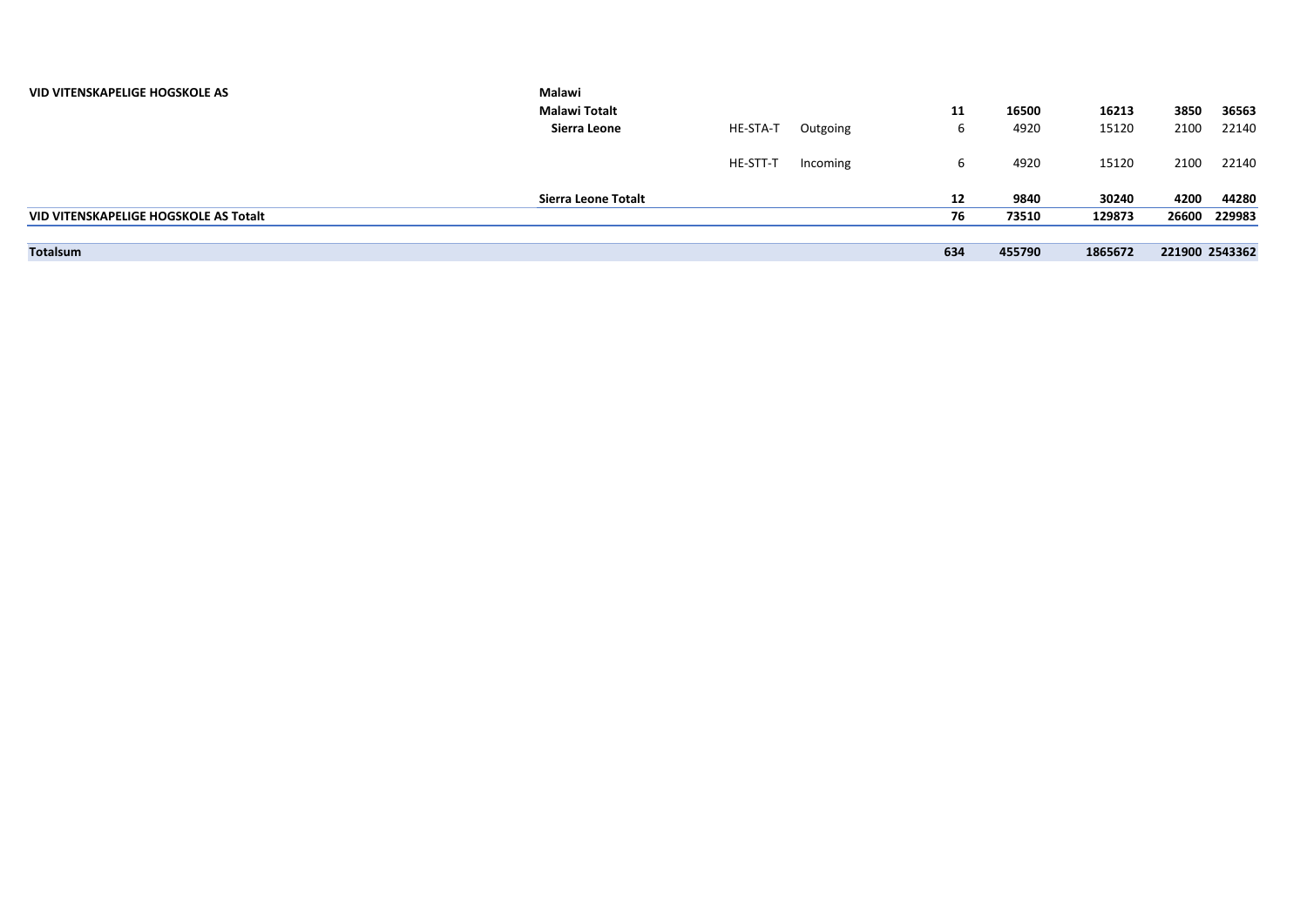| | | | | | | | | |
|---|---|---|---|---|---|---|---|---|
| **VID VITENSKAPELIGE HOGSKOLE AS** | **Malawi** | | | | | | | |
| | **Malawi Totalt** | | | **11** | **16500** | **16213** | **3850** | **36563** |
| | **Sierra Leone** | HE-STA-T | Outgoing | 6 | 4920 | 15120 | 2100 | 22140 |
| | | HE-STT-T | Incoming | 6 | 4920 | 15120 | 2100 | 22140 |
| | **Sierra Leone Totalt** | | | **12** | **9840** | **30240** | **4200** | **44280** |
| **VID VITENSKAPELIGE HOGSKOLE AS Totalt** | | | | **76** | **73510** | **129873** | **26600** | **229983** |
| **Totalsum** | | | | **634** | **455790** | **1865672** | **221900** | **2543362** |